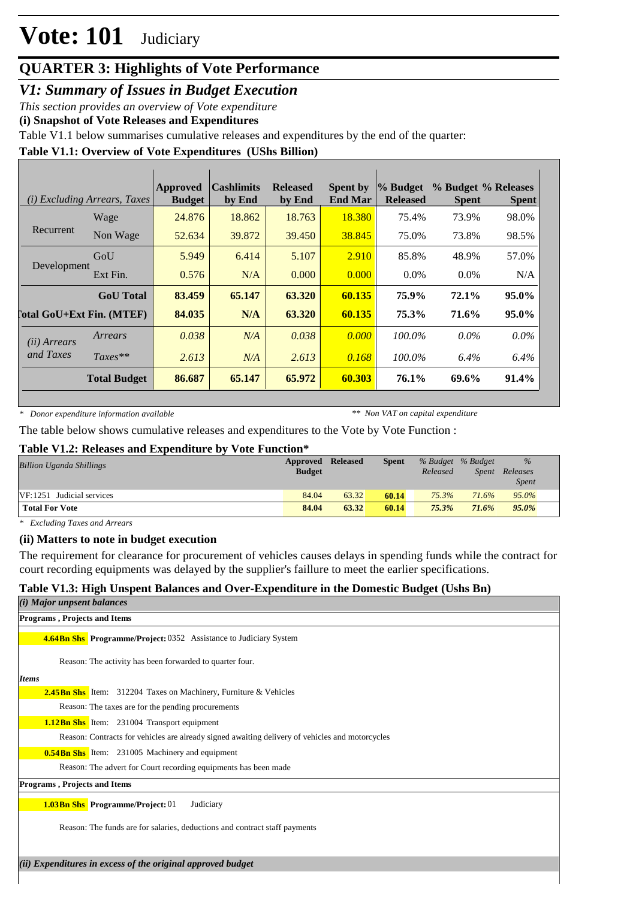# Vote: 101 Judiciary

## QUARTER 3: Highlights of Vote Performance

### V1: Summary of Issues in Budget Execution

*This section provides an overview of Vote expenditure*

**(i) Snapshot of Vote Releases and Expenditures**

Table V1.1 below summarises cumulative releases and expenditures by the end of the quarter:

**Table V1.1: Overview of Vote Expenditures (UShs Billion)**

| *(i) Excluding Arrears, Taxes* | | Approved Budget | Cashlimits by End | Released by End | Spent by End Mar | % Budget Released | % Budget Spent | % Releases Spent |
|---|---|---|---|---|---|---|---|---|
| Recurrent | Wage | 24.876 | 18.862 | 18.763 | 18.380 | 75.4% | 73.9% | 98.0% |
| | Non Wage | 52.634 | 39.872 | 39.450 | 38.845 | 75.0% | 73.8% | 98.5% |
| Development | GoU | 5.949 | 6.414 | 5.107 | 2.910 | 85.8% | 48.9% | 57.0% |
| | Ext Fin. | 0.576 | N/A | 0.000 | 0.000 | 0.0% | 0.0% | N/A |
| | **GoU Total** | **83.459** | **65.147** | **63.320** | **60.135** | **75.9%** | **72.1%** | **95.0%** |
| **Total GoU+Ext Fin. (MTEF)** | | **84.035** | **N/A** | **63.320** | **60.135** | **75.3%** | **71.6%** | **95.0%** |
| *(ii) Arrears and Taxes* | *Arrears* | *0.038* | *N/A* | *0.038* | *0.000* | *100.0%* | *0.0%* | *0.0%* |
| | *Taxes*** | *2.613* | *N/A* | *2.613* | *0.168* | *100.0%* | *6.4%* | *6.4%* |
| | **Total Budget** | **86.687** | **65.147** | **65.972** | **60.303** | **76.1%** | **69.6%** | **91.4%** |

*\* Donor expenditure information available* *\*\* Non VAT on capital expenditure*

The table below shows cumulative releases and expenditures to the Vote by Vote Function :

**Table V1.2: Releases and Expenditure by Vote Function***

| *Billion Uganda Shillings* | Approved Budget | Released | Spent | *% Budget Released* | *% Budget Spent* | *% Releases Spent* |
|---|---|---|---|---|---|---|
| VF:1251 Judicial services | 84.04 | 63.32 | 60.14 | *75.3%* | *71.6%* | *95.0%* |
| **Total For Vote** | **84.04** | **63.32** | **60.14** | ***75.3%*** | ***71.6%*** | ***95.0%*** |

*\* Excluding Taxes and Arrears*

**(ii) Matters to note in budget execution**

The requirement for clearance for procurement of vehicles causes delays in spending funds while the contract for court recording equipments was delayed by the supplier's faillure to meet the earlier specifications.

**Table V1.3: High Unspent Balances and Over-Expenditure in the Domestic Budget (Ushs Bn)**

***(i) Major unspent balances***

**Programs , Projects and Items**

**4.64Bn Shs** **Programme/Project:** 0352 Assistance to Judiciary System

Reason: The activity has been forwarded to quarter four.

*Items*

**2.45Bn Shs** Item: 312204 Taxes on Machinery, Furniture & Vehicles

Reason: The taxes are for the pending procurements

**1.12Bn Shs** Item: 231004 Transport equipment

Reason: Contracts for vehicles are already signed awaiting delivery of vehicles and motorcycles

**0.54Bn Shs** Item: 231005 Machinery and equipment

Reason: The advert for Court recording equipments has been made

**Programs , Projects and Items**

**1.03Bn Shs** **Programme/Project:** 01 Judiciary

Reason: The funds are for salaries, deductions and contract staff payments

***(ii) Expenditures in excess of the original approved budget***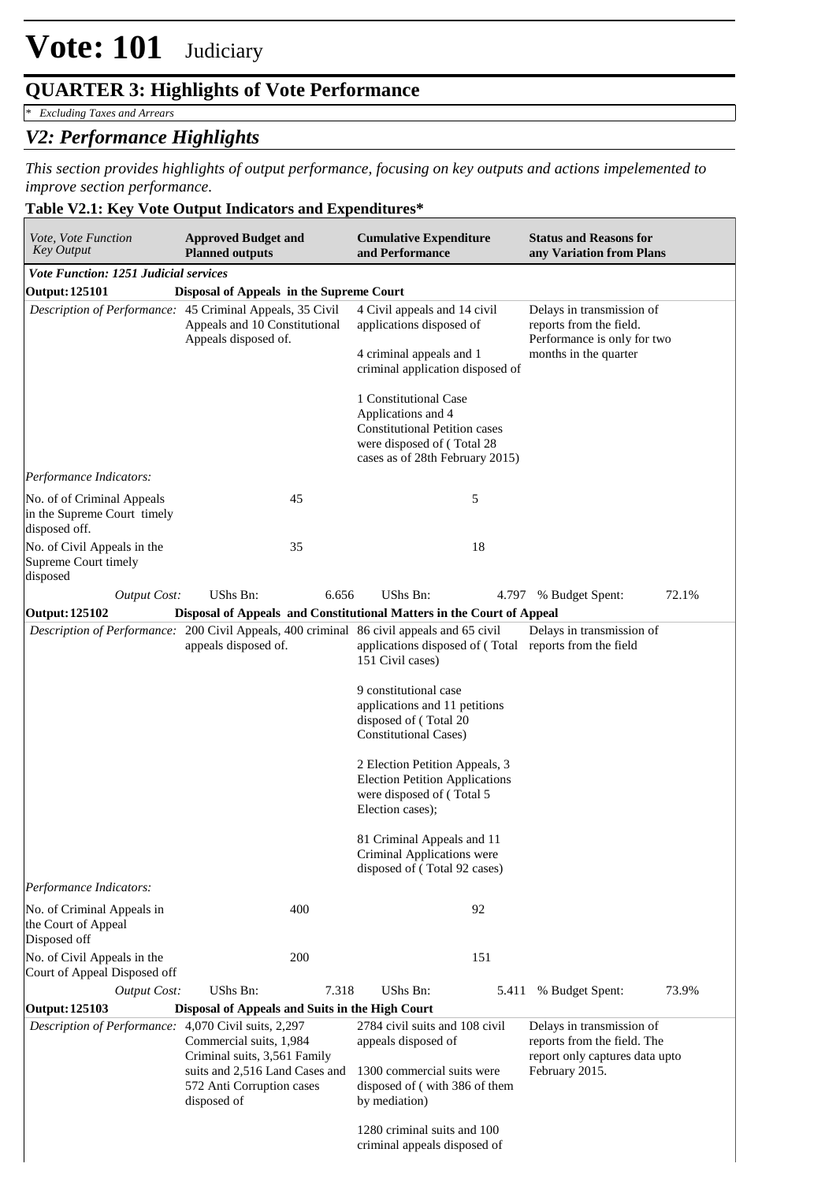# Vote: 101 Judiciary

## QUARTER 3: Highlights of Vote Performance

*\* Excluding Taxes and Arrears*

## *V2: Performance Highlights*

*This section provides highlights of output performance, focusing on key outputs and actions impelemented to improve section performance.*

### Table V2.1: Key Vote Output Indicators and Expenditures*

| *Vote, Vote Function Key Output* | **Approved Budget and Planned outputs** | **Cumulative Expenditure and Performance** | **Status and Reasons for any Variation from Plans** |
|---|---|---|---|
| ***Vote Function: 1251 Judicial services*** | | | |
| **Output: 125101** | **Disposal of Appeals in the Supreme Court** | | |
| *Description of Performance:* | 45 Criminal Appeals, 35 Civil Appeals and 10 Constitutional Appeals disposed of. | 4 Civil appeals and 14 civil applications disposed of<br><br>4 criminal appeals and 1 criminal application disposed of<br><br>1 Constitutional Case Applications and 4 Constitutional Petition cases were disposed of ( Total 28 cases as of 28th February 2015) | Delays in transmission of reports from the field. Performance is only for two months in the quarter |
| *Performance Indicators:* | | | |
| No. of of Criminal Appeals in the Supreme Court timely disposed off. | 45 | 5 | |
| No. of Civil Appeals in the Supreme Court timely disposed | 35 | 18 | |
| *Output Cost:* | UShs Bn: 6.656 | UShs Bn: 4.797 | % Budget Spent: 72.1% |
| **Output: 125102** | **Disposal of Appeals and Constitutional Matters in the Court of Appeal** | | |
| *Description of Performance:* | 200 Civil Appeals, 400 criminal appeals disposed of. | 86 civil appeals and 65 civil applications disposed of ( Total 151 Civil cases)<br><br>9 constitutional case applications and 11 petitions disposed of ( Total 20 Constitutional Cases)<br><br>2 Election Petition Appeals, 3 Election Petition Applications were disposed of ( Total 5 Election cases);<br><br>81 Criminal Appeals and 11 Criminal Applications were disposed of ( Total 92 cases) | Delays in transmission of reports from the field |
| *Performance Indicators:* | | | |
| No. of Criminal Appeals in the Court of Appeal Disposed off | 400 | 92 | |
| No. of Civil Appeals in the Court of Appeal Disposed off | 200 | 151 | |
| *Output Cost:* | UShs Bn: 7.318 | UShs Bn: 5.411 | % Budget Spent: 73.9% |
| **Output: 125103** | **Disposal of Appeals and Suits in the High Court** | | |
| *Description of Performance:* | 4,070 Civil suits, 2,297 Commercial suits, 1,984 Criminal suits, 3,561 Family suits and 2,516 Land Cases and 572 Anti Corruption cases disposed of | 2784 civil suits and 108 civil appeals disposed of<br><br>1300 commercial suits were disposed of ( with 386 of them by mediation)<br><br>1280 criminal suits and 100 criminal appeals disposed of | Delays in transmission of reports from the field. The report only captures data upto February 2015. |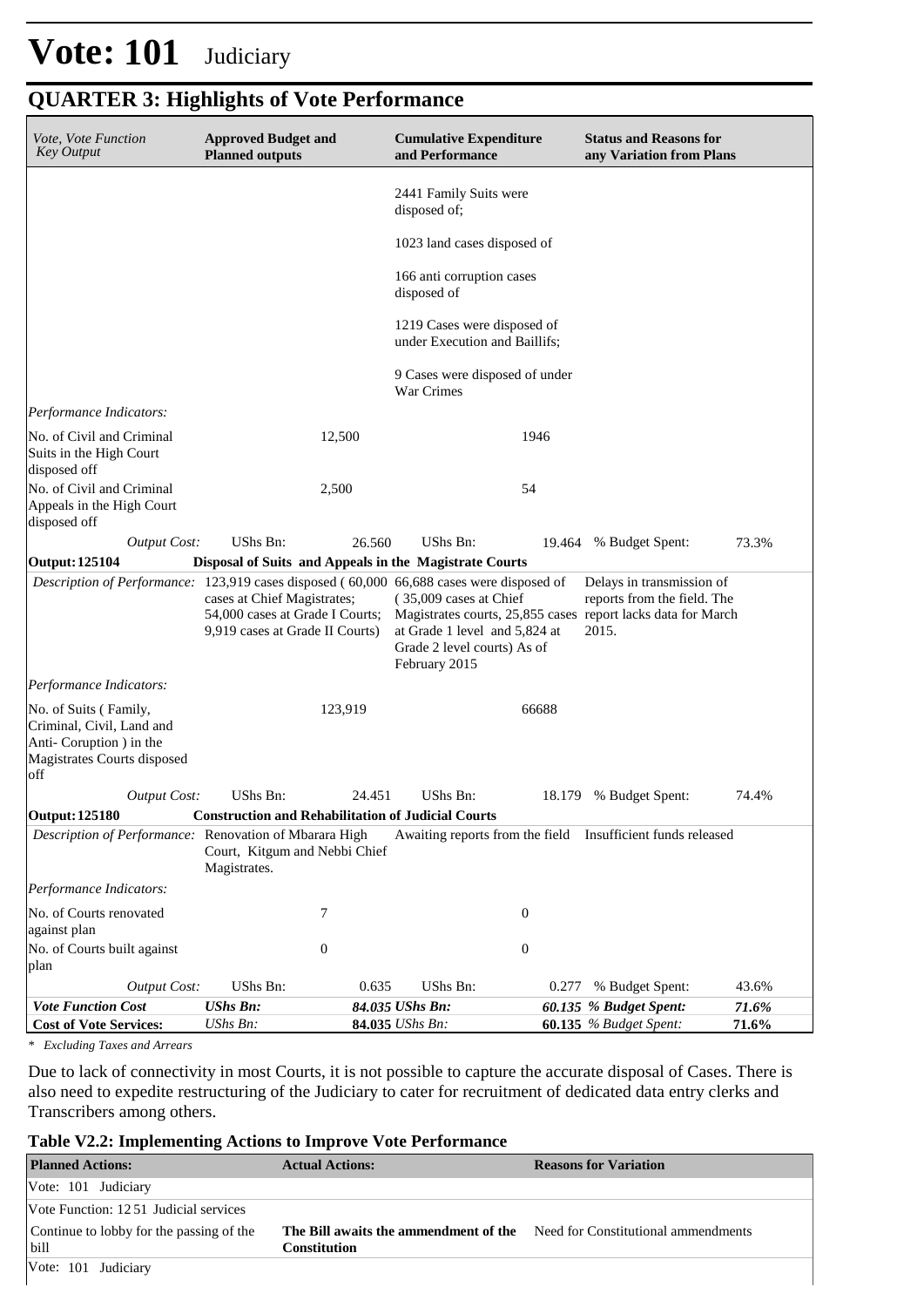# Vote: 101 Judiciary

## QUARTER 3: Highlights of Vote Performance

| *Vote, Vote Function Key Output* | **Approved Budget and Planned outputs** | | **Cumulative Expenditure and Performance** | | **Status and Reasons for any Variation from Plans** | |
|---|---|---|---|---|---|---|
| | | | 2441 Family Suits were disposed of;<br><br>1023 land cases disposed of<br><br>166 anti corruption cases disposed of<br><br>1219 Cases were disposed of under Execution and Baillifs;<br><br>9 Cases were disposed of under War Crimes | | | |
| *Performance Indicators:* | | | | | | |
| No. of Civil and Criminal Suits in the High Court disposed off | | 12,500 | | 1946 | | |
| No. of Civil and Criminal Appeals in the High Court disposed off | | 2,500 | | 54 | | |
| *Output Cost:* | UShs Bn: | 26.560 | UShs Bn: | 19.464 | % Budget Spent: | 73.3% |
| **Output: 125104** | **Disposal of Suits and Appeals in the Magistrate Courts** | | | | | |
| *Description of Performance:* | 123,919 cases disposed ( 60,000 cases at Chief Magistrates; 54,000 cases at Grade I Courts; 9,919 cases at Grade II Courts) | | 66,688 cases were disposed of ( 35,009 cases at Chief Magistrates courts, 25,855 cases at Grade 1 level and 5,824 at Grade 2 level courts) As of February 2015 | | Delays in transmission of reports from the field. The report lacks data for March 2015. | |
| *Performance Indicators:* | | | | | | |
| No. of Suits ( Family, Criminal, Civil, Land and Anti- Coruption ) in the Magistrates Courts disposed off | | 123,919 | | 66688 | | |
| *Output Cost:* | UShs Bn: | 24.451 | UShs Bn: | 18.179 | % Budget Spent: | 74.4% |
| **Output: 125180** | **Construction and Rehabilitation of Judicial Courts** | | | | | |
| *Description of Performance:* | Renovation of Mbarara High Court, Kitgum and Nebbi Chief Magistrates. | | Awaiting reports from the field | | Insufficient funds released | |
| *Performance Indicators:* | | | | | | |
| No. of Courts renovated against plan | | 7 | | 0 | | |
| No. of Courts built against plan | | 0 | | 0 | | |
| *Output Cost:* | UShs Bn: | 0.635 | UShs Bn: | 0.277 | % Budget Spent: | 43.6% |
| ***Vote Function Cost*** | ***UShs Bn:*** | ***84.035*** | ***UShs Bn:*** | ***60.135*** | ***% Budget Spent:*** | ***71.6%*** |
| **Cost of Vote Services:** | *UShs Bn:* | **84.035** | *UShs Bn:* | **60.135** | *% Budget Spent:* | **71.6%** |

*\* Excluding Taxes and Arrears*

Due to lack of connectivity in most Courts, it is not possible to capture the accurate disposal of Cases. There is also need to expedite restructuring of the Judiciary to cater for recruitment of dedicated data entry clerks and Transcribers among others.

**Table V2.2: Implementing Actions to Improve Vote Performance**

| **Planned Actions:** | **Actual Actions:** | **Reasons for Variation** |
|---|---|---|
| Vote: 101 Judiciary | | |
| Vote Function: 12 51 Judicial services | | |
| Continue to lobby for the passing of the bill | **The Bill awaits the ammendment of the Constitution** | Need for Constitutional ammendments |
| Vote: 101 Judiciary | | |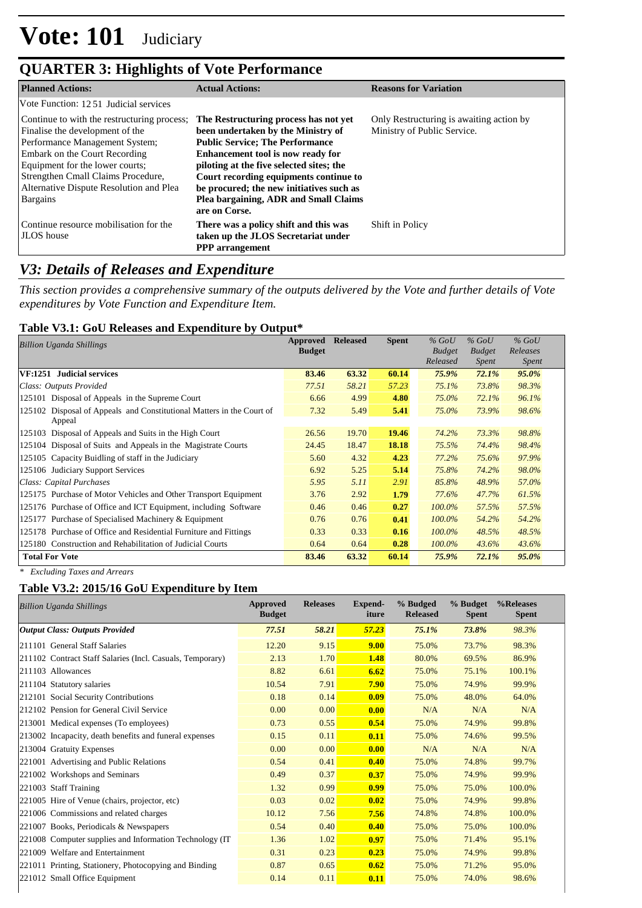# Vote: 101 Judiciary

## QUARTER 3: Highlights of Vote Performance

| Planned Actions: | Actual Actions: | Reasons for Variation |
|---|---|---|
| Vote Function: 12 51 Judicial services | | |
| Continue to with the restructuring process; Finalise the development of the Performance Management System; Embark on the Court Recording Equipment for the lower courts; Strengthen Cmall Claims Procedure, Alternative Dispute Resolution and Plea Bargains | **The Restructuring process has not yet been undertaken by the Ministry of Public Service; The Performance Enhancement tool is now ready for piloting at the five selected sites; the Court recording equipments continue to be procured; the new initiatives such as Plea bargaining, ADR and Small Claims are on Corse.** | Only Restructuring is awaiting action by Ministry of Public Service. |
| Continue resource mobilisation for the JLOS house | **There was a policy shift and this was taken up the JLOS Secretariat under PPP arrangement** | Shift in Policy |

## *V3: Details of Releases and Expenditure*

*This section provides a comprehensive summary of the outputs delivered by the Vote and further details of Vote expenditures by Vote Function and Expenditure Item.*

### Table V3.1: GoU Releases and Expenditure by Output*

| *Billion Uganda Shillings* | Approved Budget | Released | Spent | *% GoU Budget Released* | *% GoU Budget Spent* | *% GoU Releases Spent* |
|---|---|---|---|---|---|---|
| **VF:1251 Judicial services** | **83.46** | **63.32** | **60.14** | ***75.9%*** | ***72.1%*** | ***95.0%*** |
| *Class: Outputs Provided* | *77.51* | *58.21* | *57.23* | *75.1%* | *73.8%* | *98.3%* |
| 125101 Disposal of Appeals in the Supreme Court | 6.66 | 4.99 | **4.80** | *75.0%* | *72.1%* | *96.1%* |
| 125102 Disposal of Appeals and Constitutional Matters in the Court of Appeal | 7.32 | 5.49 | **5.41** | *75.0%* | *73.9%* | *98.6%* |
| 125103 Disposal of Appeals and Suits in the High Court | 26.56 | 19.70 | **19.46** | *74.2%* | *73.3%* | *98.8%* |
| 125104 Disposal of Suits and Appeals in the Magistrate Courts | 24.45 | 18.47 | **18.18** | *75.5%* | *74.4%* | *98.4%* |
| 125105 Capacity Buidling of staff in the Judiciary | 5.60 | 4.32 | **4.23** | *77.2%* | *75.6%* | *97.9%* |
| 125106 Judiciary Support Services | 6.92 | 5.25 | **5.14** | *75.8%* | *74.2%* | *98.0%* |
| *Class: Capital Purchases* | *5.95* | *5.11* | *2.91* | *85.8%* | *48.9%* | *57.0%* |
| 125175 Purchase of Motor Vehicles and Other Transport Equipment | 3.76 | 2.92 | **1.79** | *77.6%* | *47.7%* | *61.5%* |
| 125176 Purchase of Office and ICT Equipment, including Software | 0.46 | 0.46 | **0.27** | *100.0%* | *57.5%* | *57.5%* |
| 125177 Purchase of Specialised Machinery & Equipment | 0.76 | 0.76 | **0.41** | *100.0%* | *54.2%* | *54.2%* |
| 125178 Purchase of Office and Residential Furniture and Fittings | 0.33 | 0.33 | **0.16** | *100.0%* | *48.5%* | *48.5%* |
| 125180 Construction and Rehabilitation of Judicial Courts | 0.64 | 0.64 | **0.28** | *100.0%* | *43.6%* | *43.6%* |
| **Total For Vote** | **83.46** | **63.32** | **60.14** | ***75.9%*** | ***72.1%*** | ***95.0%*** |

*\* Excluding Taxes and Arrears*

### Table V3.2: 2015/16 GoU Expenditure by Item

| *Billion Uganda Shillings* | Approved Budget | Releases | Expend-iture | % Budged Released | % Budget Spent | %Releases Spent |
|---|---|---|---|---|---|---|
| ***Output Class: Outputs Provided*** | ***77.51*** | ***58.21*** | ***57.23*** | ***75.1%*** | ***73.8%*** | *98.3%* |
| 211101 General Staff Salaries | 12.20 | 9.15 | **9.00** | 75.0% | 73.7% | 98.3% |
| 211102 Contract Staff Salaries (Incl. Casuals, Temporary) | 2.13 | 1.70 | **1.48** | 80.0% | 69.5% | 86.9% |
| 211103 Allowances | 8.82 | 6.61 | **6.62** | 75.0% | 75.1% | 100.1% |
| 211104 Statutory salaries | 10.54 | 7.91 | **7.90** | 75.0% | 74.9% | 99.9% |
| 212101 Social Security Contributions | 0.18 | 0.14 | **0.09** | 75.0% | 48.0% | 64.0% |
| 212102 Pension for General Civil Service | 0.00 | 0.00 | **0.00** | N/A | N/A | N/A |
| 213001 Medical expenses (To employees) | 0.73 | 0.55 | **0.54** | 75.0% | 74.9% | 99.8% |
| 213002 Incapacity, death benefits and funeral expenses | 0.15 | 0.11 | **0.11** | 75.0% | 74.6% | 99.5% |
| 213004 Gratuity Expenses | 0.00 | 0.00 | **0.00** | N/A | N/A | N/A |
| 221001 Advertising and Public Relations | 0.54 | 0.41 | **0.40** | 75.0% | 74.8% | 99.7% |
| 221002 Workshops and Seminars | 0.49 | 0.37 | **0.37** | 75.0% | 74.9% | 99.9% |
| 221003 Staff Training | 1.32 | 0.99 | **0.99** | 75.0% | 75.0% | 100.0% |
| 221005 Hire of Venue (chairs, projector, etc) | 0.03 | 0.02 | **0.02** | 75.0% | 74.9% | 99.8% |
| 221006 Commissions and related charges | 10.12 | 7.56 | **7.56** | 74.8% | 74.8% | 100.0% |
| 221007 Books, Periodicals & Newspapers | 0.54 | 0.40 | **0.40** | 75.0% | 75.0% | 100.0% |
| 221008 Computer supplies and Information Technology (IT | 1.36 | 1.02 | **0.97** | 75.0% | 71.4% | 95.1% |
| 221009 Welfare and Entertainment | 0.31 | 0.23 | **0.23** | 75.0% | 74.9% | 99.8% |
| 221011 Printing, Stationery, Photocopying and Binding | 0.87 | 0.65 | **0.62** | 75.0% | 71.2% | 95.0% |
| 221012 Small Office Equipment | 0.14 | 0.11 | **0.11** | 75.0% | 74.0% | 98.6% |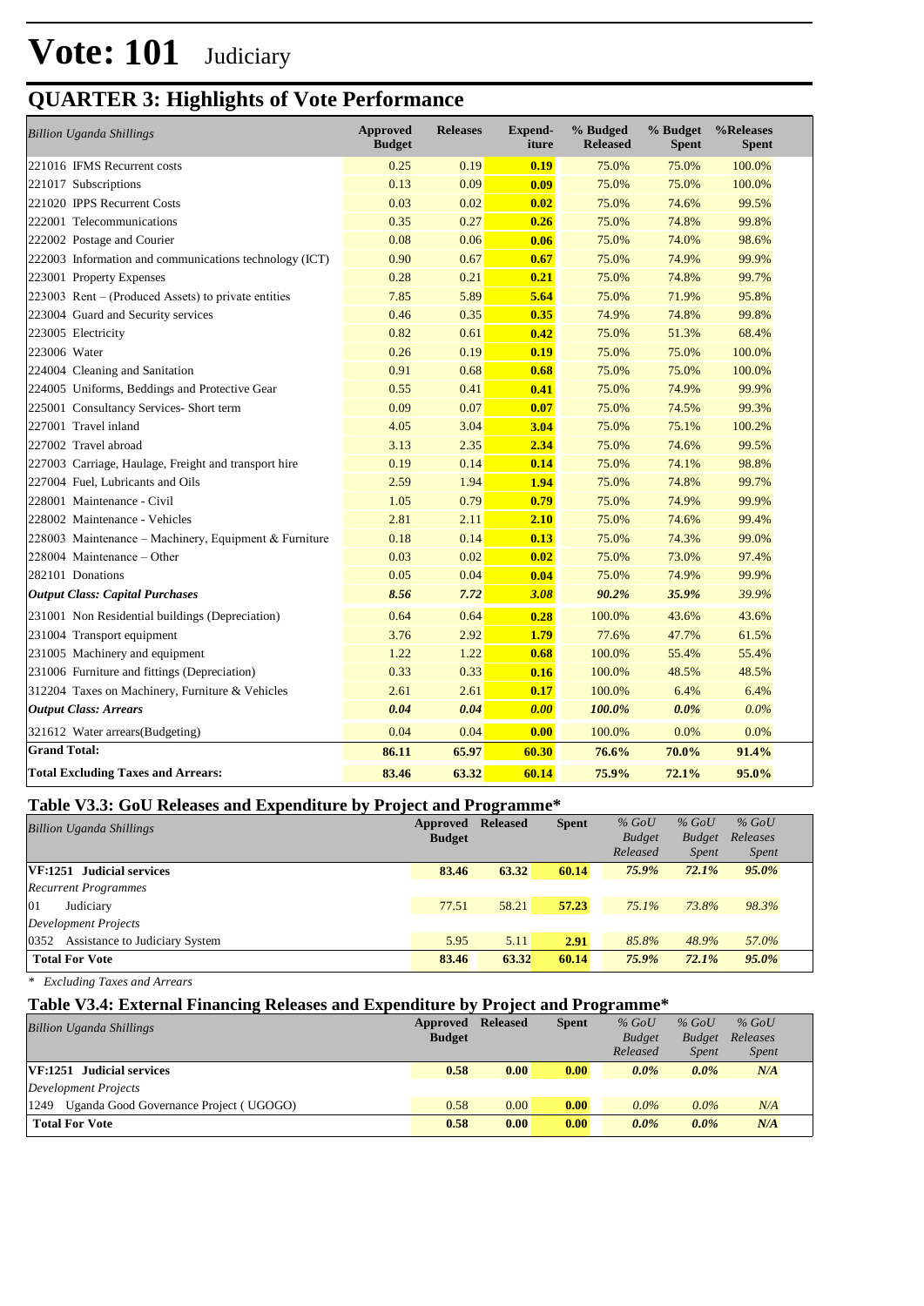# Vote: 101 Judiciary

## QUARTER 3: Highlights of Vote Performance

| *Billion Uganda Shillings* | Approved Budget | Releases | Expend-iture | % Budged Released | % Budget Spent | %Releases Spent |
|---|---|---|---|---|---|---|
| 221016 IFMS Recurrent costs | 0.25 | 0.19 | **0.19** | 75.0% | 75.0% | 100.0% |
| 221017 Subscriptions | 0.13 | 0.09 | **0.09** | 75.0% | 75.0% | 100.0% |
| 221020 IPPS Recurrent Costs | 0.03 | 0.02 | **0.02** | 75.0% | 74.6% | 99.5% |
| 222001 Telecommunications | 0.35 | 0.27 | **0.26** | 75.0% | 74.8% | 99.8% |
| 222002 Postage and Courier | 0.08 | 0.06 | **0.06** | 75.0% | 74.0% | 98.6% |
| 222003 Information and communications technology (ICT) | 0.90 | 0.67 | **0.67** | 75.0% | 74.9% | 99.9% |
| 223001 Property Expenses | 0.28 | 0.21 | **0.21** | 75.0% | 74.8% | 99.7% |
| 223003 Rent – (Produced Assets) to private entities | 7.85 | 5.89 | **5.64** | 75.0% | 71.9% | 95.8% |
| 223004 Guard and Security services | 0.46 | 0.35 | **0.35** | 74.9% | 74.8% | 99.8% |
| 223005 Electricity | 0.82 | 0.61 | **0.42** | 75.0% | 51.3% | 68.4% |
| 223006 Water | 0.26 | 0.19 | **0.19** | 75.0% | 75.0% | 100.0% |
| 224004 Cleaning and Sanitation | 0.91 | 0.68 | **0.68** | 75.0% | 75.0% | 100.0% |
| 224005 Uniforms, Beddings and Protective Gear | 0.55 | 0.41 | **0.41** | 75.0% | 74.9% | 99.9% |
| 225001 Consultancy Services- Short term | 0.09 | 0.07 | **0.07** | 75.0% | 74.5% | 99.3% |
| 227001 Travel inland | 4.05 | 3.04 | **3.04** | 75.0% | 75.1% | 100.2% |
| 227002 Travel abroad | 3.13 | 2.35 | **2.34** | 75.0% | 74.6% | 99.5% |
| 227003 Carriage, Haulage, Freight and transport hire | 0.19 | 0.14 | **0.14** | 75.0% | 74.1% | 98.8% |
| 227004 Fuel, Lubricants and Oils | 2.59 | 1.94 | **1.94** | 75.0% | 74.8% | 99.7% |
| 228001 Maintenance - Civil | 1.05 | 0.79 | **0.79** | 75.0% | 74.9% | 99.9% |
| 228002 Maintenance - Vehicles | 2.81 | 2.11 | **2.10** | 75.0% | 74.6% | 99.4% |
| 228003 Maintenance – Machinery, Equipment & Furniture | 0.18 | 0.14 | **0.13** | 75.0% | 74.3% | 99.0% |
| 228004 Maintenance – Other | 0.03 | 0.02 | **0.02** | 75.0% | 73.0% | 97.4% |
| 282101 Donations | 0.05 | 0.04 | **0.04** | 75.0% | 74.9% | 99.9% |
| ***Output Class: Capital Purchases*** | ***8.56*** | ***7.72*** | ***3.08*** | ***90.2%*** | ***35.9%*** | *39.9%* |
| 231001 Non Residential buildings (Depreciation) | 0.64 | 0.64 | **0.28** | 100.0% | 43.6% | 43.6% |
| 231004 Transport equipment | 3.76 | 2.92 | **1.79** | 77.6% | 47.7% | 61.5% |
| 231005 Machinery and equipment | 1.22 | 1.22 | **0.68** | 100.0% | 55.4% | 55.4% |
| 231006 Furniture and fittings (Depreciation) | 0.33 | 0.33 | **0.16** | 100.0% | 48.5% | 48.5% |
| 312204 Taxes on Machinery, Furniture & Vehicles | 2.61 | 2.61 | **0.17** | 100.0% | 6.4% | 6.4% |
| ***Output Class: Arrears*** | ***0.04*** | ***0.04*** | ***0.00*** | ***100.0%*** | ***0.0%*** | *0.0%* |
| 321612 Water arrears(Budgeting) | 0.04 | 0.04 | **0.00** | 100.0% | 0.0% | 0.0% |
| **Grand Total:** | **86.11** | **65.97** | **60.30** | **76.6%** | **70.0%** | **91.4%** |
| **Total Excluding Taxes and Arrears:** | **83.46** | **63.32** | **60.14** | **75.9%** | **72.1%** | **95.0%** |

### Table V3.3: GoU Releases and Expenditure by Project and Programme*

| *Billion Uganda Shillings* | Approved Budget | Released | Spent | *% GoU Budget Released* | *% GoU Budget Spent* | *% GoU Releases Spent* |
|---|---|---|---|---|---|---|
| **VF:1251 Judicial services** | **83.46** | **63.32** | **60.14** | ***75.9%*** | ***72.1%*** | ***95.0%*** |
| *Recurrent Programmes* | | | | | | |
| 01 Judiciary | 77.51 | 58.21 | **57.23** | *75.1%* | *73.8%* | *98.3%* |
| *Development Projects* | | | | | | |
| 0352 Assistance to Judiciary System | 5.95 | 5.11 | **2.91** | *85.8%* | *48.9%* | *57.0%* |
| **Total For Vote** | **83.46** | **63.32** | **60.14** | ***75.9%*** | ***72.1%*** | ***95.0%*** |

*\* Excluding Taxes and Arrears*

### Table V3.4: External Financing Releases and Expenditure by Project and Programme*

| *Billion Uganda Shillings* | Approved Budget | Released | Spent | *% GoU Budget Released* | *% GoU Budget Spent* | *% GoU Releases Spent* |
|---|---|---|---|---|---|---|
| **VF:1251 Judicial services** | **0.58** | **0.00** | **0.00** | ***0.0%*** | ***0.0%*** | ***N/A*** |
| *Development Projects* | | | | | | |
| 1249 Uganda Good Governance Project ( UGOGO) | 0.58 | 0.00 | **0.00** | *0.0%* | *0.0%* | *N/A* |
| **Total For Vote** | **0.58** | **0.00** | **0.00** | ***0.0%*** | ***0.0%*** | ***N/A*** |